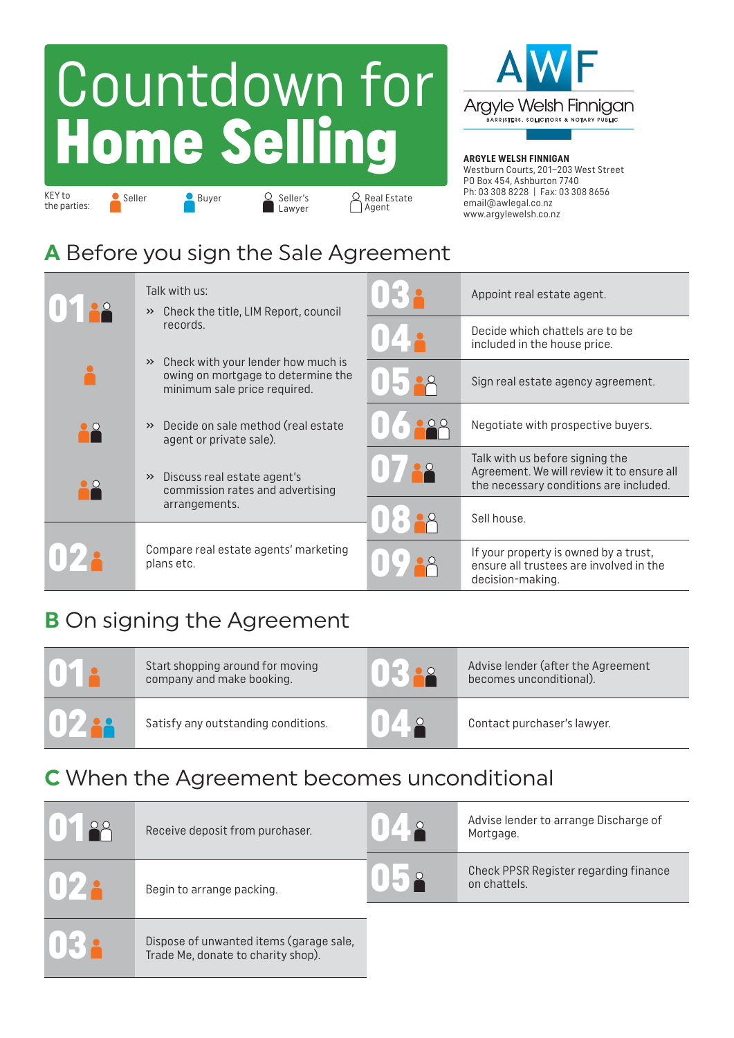# Countdown for Home Selling

**AWF**
Argyle Welsh Finnigan
BARRISTERS, SOLICITORS & NOTARY PUBLIC

**ARGYLE WELSH FINNIGAN**
Westburn Courts, 201–203 West Street
PO Box 454, Ashburton 7740
Ph: 03 308 8228 | Fax: 03 308 8656
email@awlegal.co.nz
www.argylewelsh.co.nz

KEY to the parties: Seller | Buyer | Seller's Lawyer | Real Estate Agent

## A Before you sign the Sale Agreement

| Step | Action |
|---|---|
| 01 | Talk with us:<br>» Check the title, LIM Report, council records.<br>» Check with your lender how much is owing on mortgage to determine the minimum sale price required.<br>» Decide on sale method (real estate agent or private sale).<br>» Discuss real estate agent's commission rates and advertising arrangements. |
| 02 | Compare real estate agents' marketing plans etc. |
| 03 | Appoint real estate agent. |
| 04 | Decide which chattels are to be included in the house price. |
| 05 | Sign real estate agency agreement. |
| 06 | Negotiate with prospective buyers. |
| 07 | Talk with us before signing the Agreement. We will review it to ensure all the necessary conditions are included. |
| 08 | Sell house. |
| 09 | If your property is owned by a trust, ensure all trustees are involved in the decision-making. |

## B On signing the Agreement

| Step | Action |
|---|---|
| 01 | Start shopping around for moving company and make booking. |
| 02 | Satisfy any outstanding conditions. |
| 03 | Advise lender (after the Agreement becomes unconditional). |
| 04 | Contact purchaser's lawyer. |

## C When the Agreement becomes unconditional

| Step | Action |
|---|---|
| 01 | Receive deposit from purchaser. |
| 02 | Begin to arrange packing. |
| 03 | Dispose of unwanted items (garage sale, Trade Me, donate to charity shop). |
| 04 | Advise lender to arrange Discharge of Mortgage. |
| 05 | Check PPSR Register regarding finance on chattels. |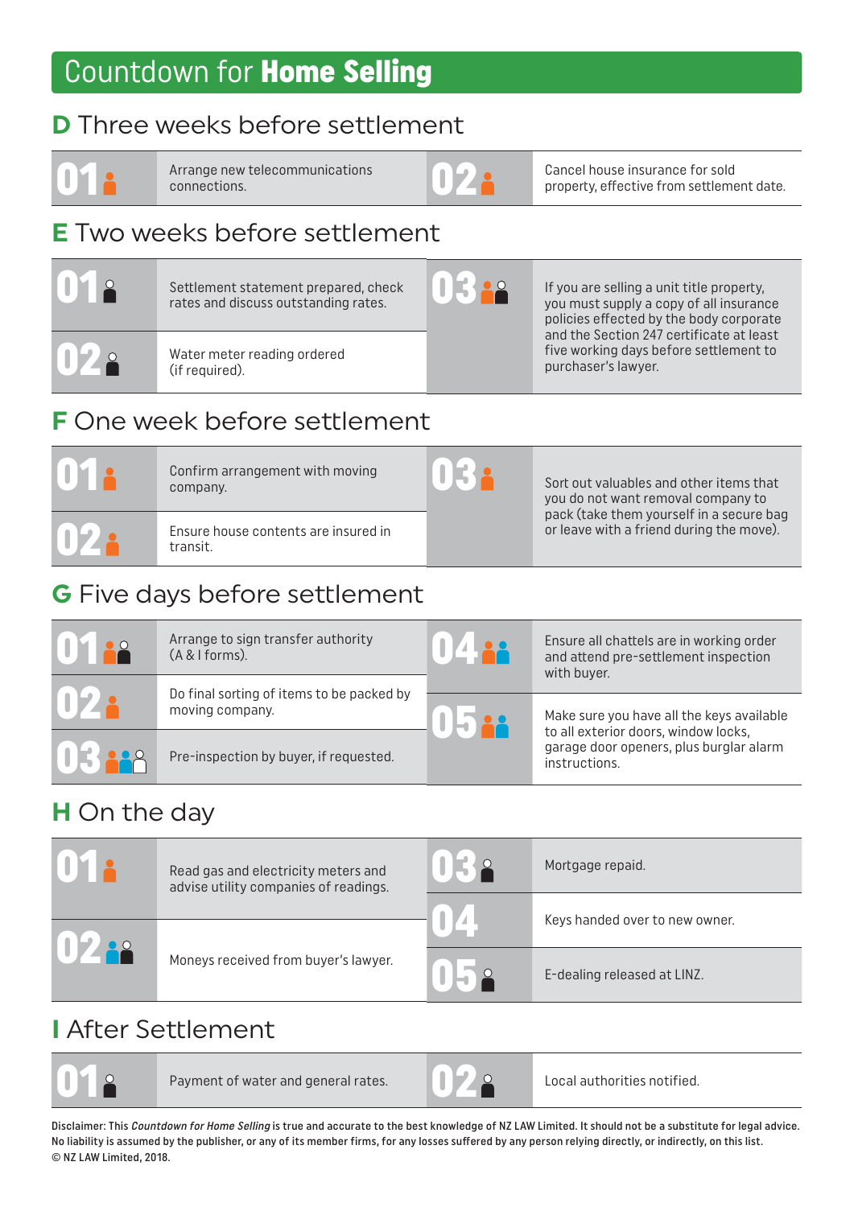# Countdown for **Home Selling**

## D Three weeks before settlement

| | |
|---|---|
| 01 | Arrange new telecommunications connections. |
| 02 | Cancel house insurance for sold property, effective from settlement date. |

## E Two weeks before settlement

| | |
|---|---|
| 01 | Settlement statement prepared, check rates and discuss outstanding rates. |
| 02 | Water meter reading ordered (if required). |
| 03 | If you are selling a unit title property, you must supply a copy of all insurance policies effected by the body corporate and the Section 247 certificate at least five working days before settlement to purchaser's lawyer. |

## F One week before settlement

| | |
|---|---|
| 01 | Confirm arrangement with moving company. |
| 02 | Ensure house contents are insured in transit. |
| 03 | Sort out valuables and other items that you do not want removal company to pack (take them yourself in a secure bag or leave with a friend during the move). |

## G Five days before settlement

| | |
|---|---|
| 01 | Arrange to sign transfer authority (A & I forms). |
| 02 | Do final sorting of items to be packed by moving company. |
| 03 | Pre-inspection by buyer, if requested. |
| 04 | Ensure all chattels are in working order and attend pre-settlement inspection with buyer. |
| 05 | Make sure you have all the keys available to all exterior doors, window locks, garage door openers, plus burglar alarm instructions. |

## H On the day

| | |
|---|---|
| 01 | Read gas and electricity meters and advise utility companies of readings. |
| 02 | Moneys received from buyer's lawyer. |
| 03 | Mortgage repaid. |
| 04 | Keys handed over to new owner. |
| 05 | E-dealing released at LINZ. |

## I After Settlement

| | |
|---|---|
| 01 | Payment of water and general rates. |
| 02 | Local authorities notified. |

Disclaimer: This *Countdown for Home Selling* is true and accurate to the best knowledge of NZ LAW Limited. It should not be a substitute for legal advice. No liability is assumed by the publisher, or any of its member firms, for any losses suffered by any person relying directly, or indirectly, on this list. © NZ LAW Limited, 2018.